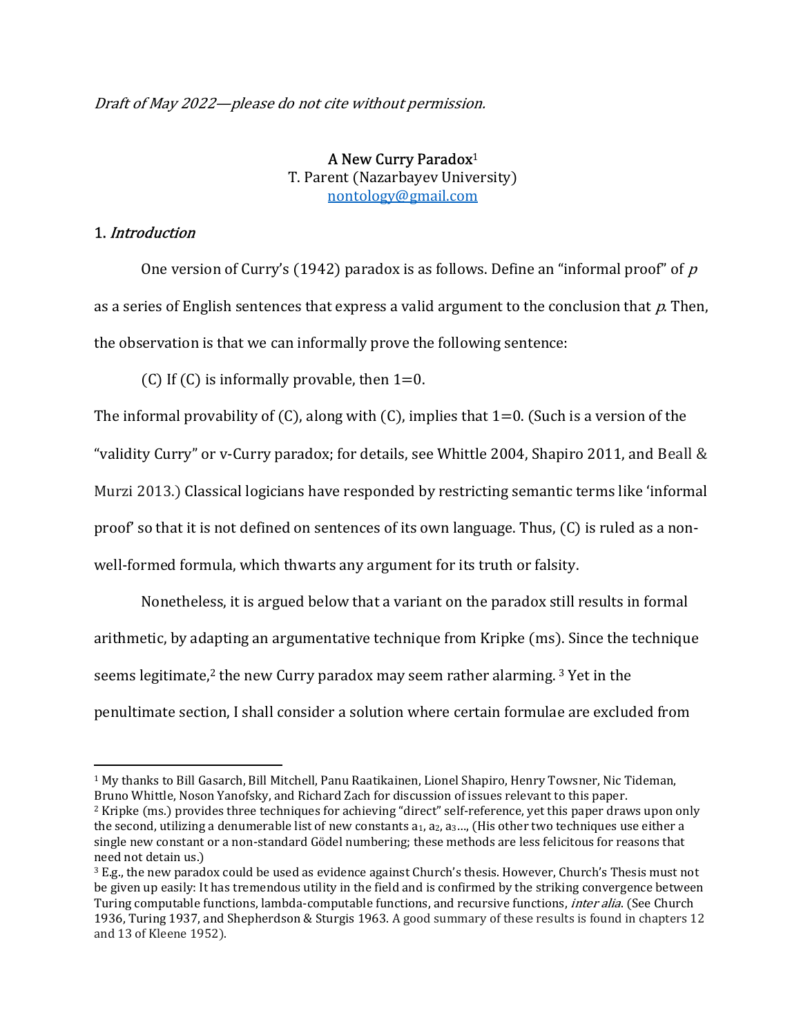*Draft of May 2022—please do not cite without permission.*

**A New Curry Paradox**[1]
T. Parent (Nazarbayev University)
nontology@gmail.com

## 1. *Introduction*

One version of Curry's (1942) paradox is as follows. Define an "informal proof" of *p* as a series of English sentences that express a valid argument to the conclusion that *p*. Then, the observation is that we can informally prove the following sentence:

(C) If (C) is informally provable, then 1=0.

The informal provability of (C), along with (C), implies that 1=0. (Such is a version of the "validity Curry" or v-Curry paradox; for details, see Whittle 2004, Shapiro 2011, and Beall & Murzi 2013.) Classical logicians have responded by restricting semantic terms like 'informal proof' so that it is not defined on sentences of its own language. Thus, (C) is ruled as a non-well-formed formula, which thwarts any argument for its truth or falsity.

Nonetheless, it is argued below that a variant on the paradox still results in formal arithmetic, by adapting an argumentative technique from Kripke (ms). Since the technique seems legitimate,[2] the new Curry paradox may seem rather alarming.[3] Yet in the penultimate section, I shall consider a solution where certain formulae are excluded from

---

[1] My thanks to Bill Gasarch, Bill Mitchell, Panu Raatikainen, Lionel Shapiro, Henry Towsner, Nic Tideman, Bruno Whittle, Noson Yanofsky, and Richard Zach for discussion of issues relevant to this paper.

[2] Kripke (ms.) provides three techniques for achieving "direct" self-reference, yet this paper draws upon only the second, utilizing a denumerable list of new constants $a_1$, $a_2$, $a_3$..., (His other two techniques use either a single new constant or a non-standard Gödel numbering; these methods are less felicitous for reasons that need not detain us.)

[3] E.g., the new paradox could be used as evidence against Church's thesis. However, Church's Thesis must not be given up easily: It has tremendous utility in the field and is confirmed by the striking convergence between Turing computable functions, lambda-computable functions, and recursive functions, *inter alia*. (See Church 1936, Turing 1937, and Shepherdson & Sturgis 1963. A good summary of these results is found in chapters 12 and 13 of Kleene 1952).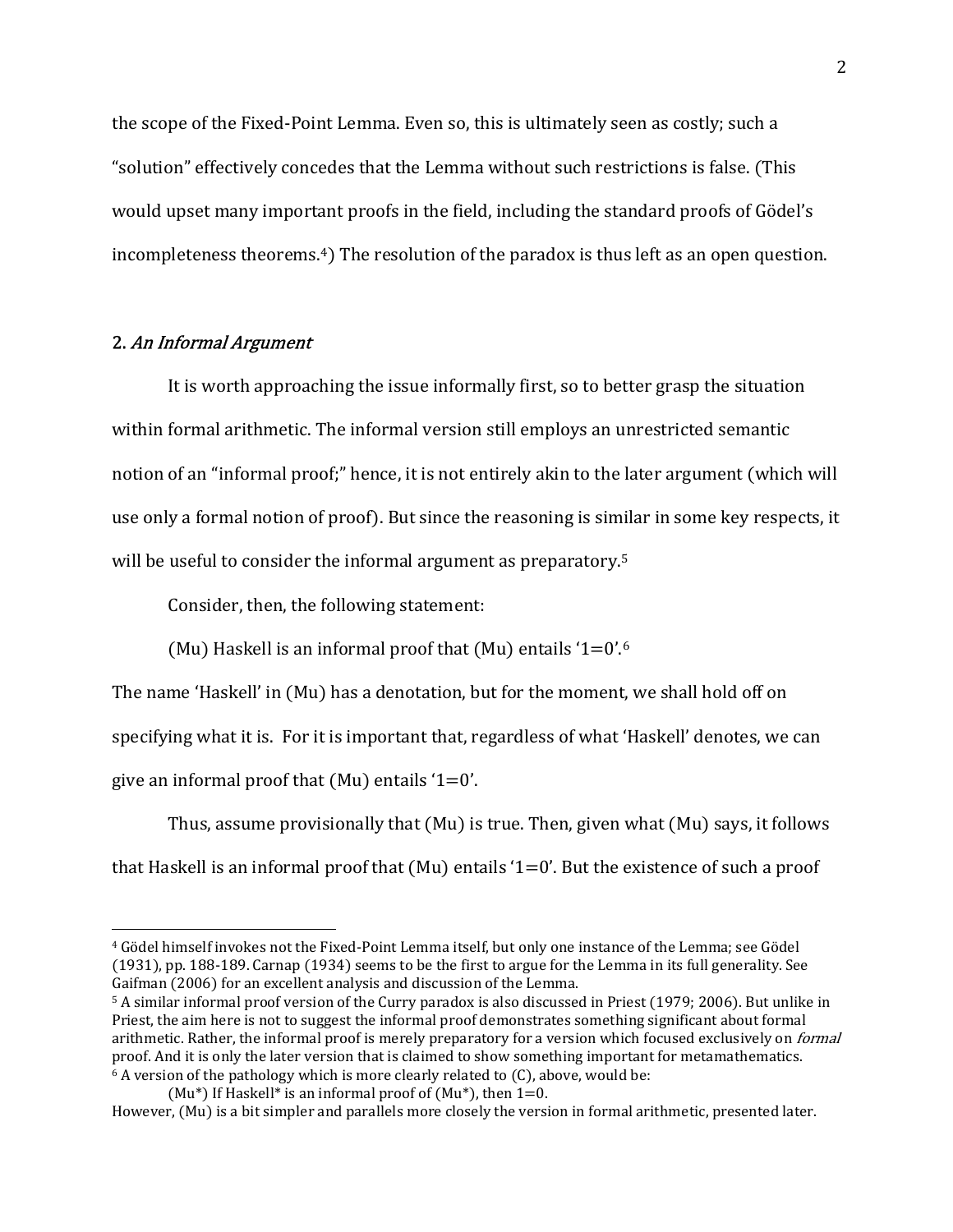the scope of the Fixed-Point Lemma. Even so, this is ultimately seen as costly; such a "solution" effectively concedes that the Lemma without such restrictions is false. (This would upset many important proofs in the field, including the standard proofs of Gödel's incompleteness theorems.[4]) The resolution of the paradox is thus left as an open question.

## 2. *An Informal Argument*

It is worth approaching the issue informally first, so to better grasp the situation within formal arithmetic. The informal version still employs an unrestricted semantic notion of an "informal proof;" hence, it is not entirely akin to the later argument (which will use only a formal notion of proof). But since the reasoning is similar in some key respects, it will be useful to consider the informal argument as preparatory.[5]

Consider, then, the following statement:

(Mu) Haskell is an informal proof that (Mu) entails '1=0'.[6]

The name 'Haskell' in (Mu) has a denotation, but for the moment, we shall hold off on specifying what it is. For it is important that, regardless of what 'Haskell' denotes, we can give an informal proof that (Mu) entails '1=0'.

Thus, assume provisionally that (Mu) is true. Then, given what (Mu) says, it follows that Haskell is an informal proof that (Mu) entails '1=0'. But the existence of such a proof

---

[4] Gödel himself invokes not the Fixed-Point Lemma itself, but only one instance of the Lemma; see Gödel (1931), pp. 188-189. Carnap (1934) seems to be the first to argue for the Lemma in its full generality. See Gaifman (2006) for an excellent analysis and discussion of the Lemma.

[5] A similar informal proof version of the Curry paradox is also discussed in Priest (1979; 2006). But unlike in Priest, the aim here is not to suggest the informal proof demonstrates something significant about formal arithmetic. Rather, the informal proof is merely preparatory for a version which focused exclusively on *formal* proof. And it is only the later version that is claimed to show something important for metamathematics.

[6] A version of the pathology which is more clearly related to (C), above, would be:

(Mu*) If Haskell* is an informal proof of (Mu*), then 1=0.

However, (Mu) is a bit simpler and parallels more closely the version in formal arithmetic, presented later.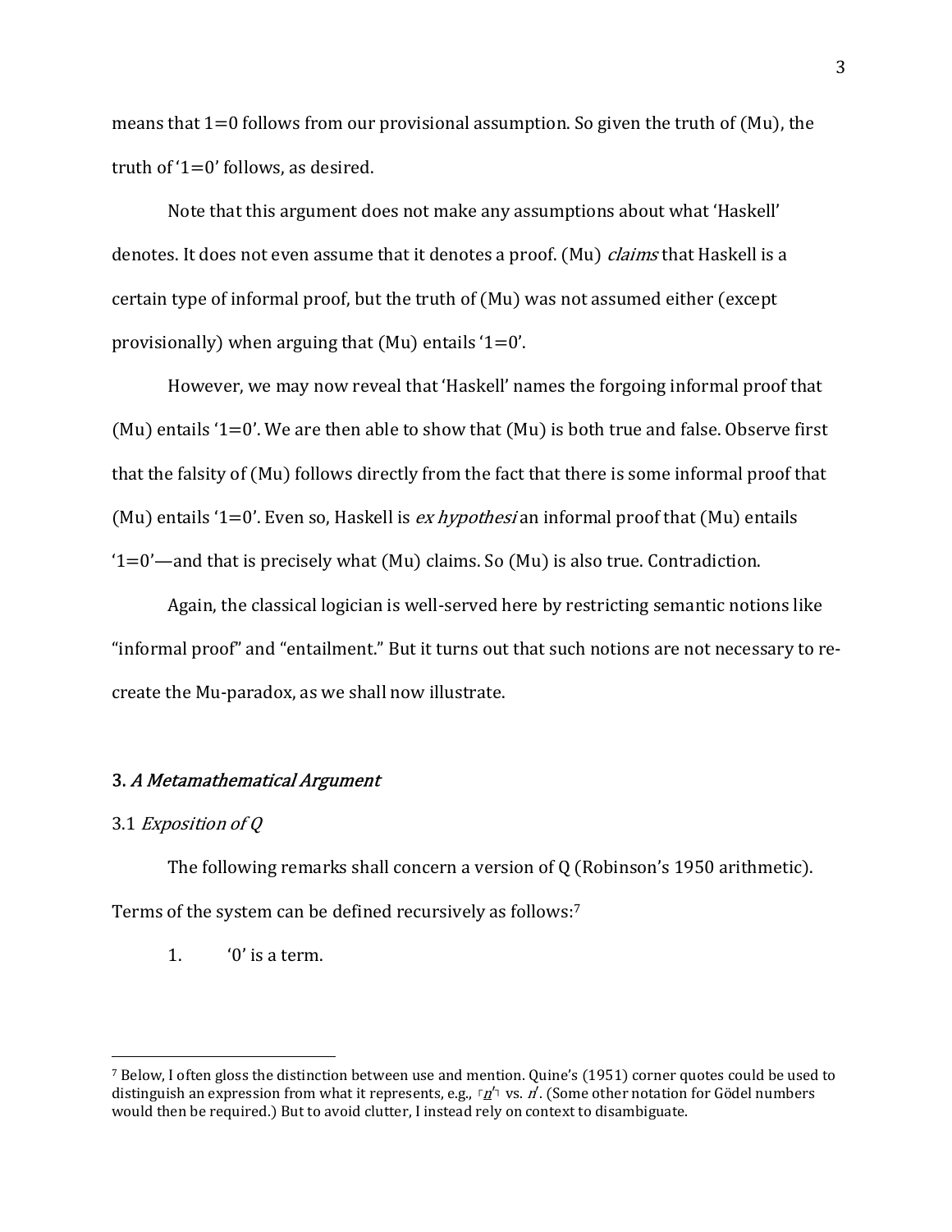means that 1=0 follows from our provisional assumption. So given the truth of (Mu), the truth of '1=0' follows, as desired.

Note that this argument does not make any assumptions about what 'Haskell' denotes. It does not even assume that it denotes a proof. (Mu) *claims* that Haskell is a certain type of informal proof, but the truth of (Mu) was not assumed either (except provisionally) when arguing that (Mu) entails '1=0'.

However, we may now reveal that 'Haskell' names the forgoing informal proof that (Mu) entails '1=0'. We are then able to show that (Mu) is both true and false. Observe first that the falsity of (Mu) follows directly from the fact that there is some informal proof that (Mu) entails '1=0'. Even so, Haskell is *ex hypothesi* an informal proof that (Mu) entails '1=0'—and that is precisely what (Mu) claims. So (Mu) is also true. Contradiction.

Again, the classical logician is well-served here by restricting semantic notions like "informal proof" and "entailment." But it turns out that such notions are not necessary to re-create the Mu-paradox, as we shall now illustrate.

## 3. *A Metamathematical Argument*

### 3.1 *Exposition of Q*

The following remarks shall concern a version of Q (Robinson's 1950 arithmetic). Terms of the system can be defined recursively as follows:[7]

1. '0' is a term.

---

[7] Below, I often gloss the distinction between use and mention. Quine's (1951) corner quotes could be used to distinguish an expression from what it represents, e.g., ⌜$\underline{n}'$⌝ vs. $n'$. (Some other notation for Gödel numbers would then be required.) But to avoid clutter, I instead rely on context to disambiguate.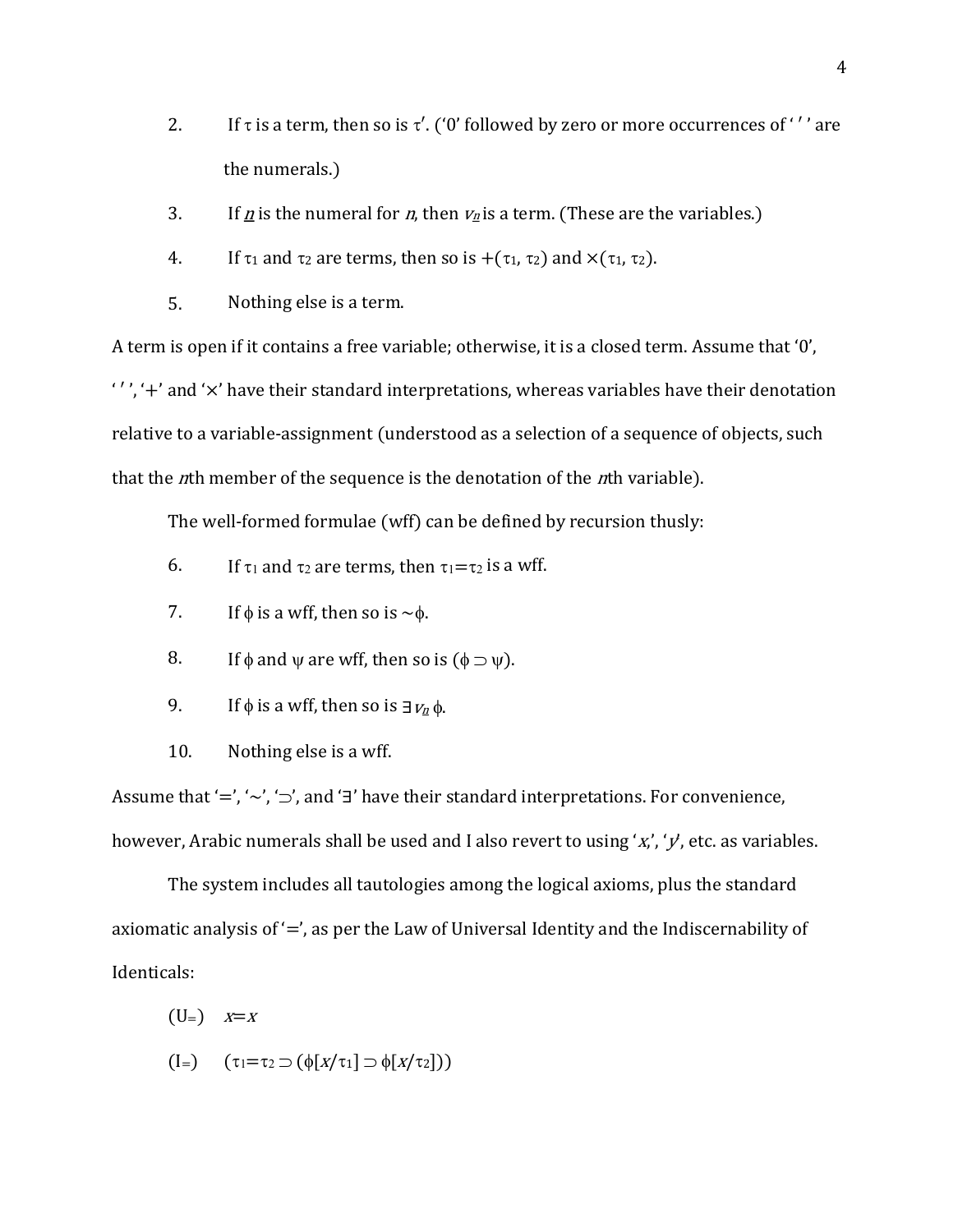2. If $\tau$ is a term, then so is $\tau'$. ('0' followed by zero or more occurrences of ' ′ ' are the numerals.)

3. If $\underline{n}$ is the numeral for $n$, then $v_{\underline{n}}$ is a term. (These are the variables.)

4. If $\tau_1$ and $\tau_2$ are terms, then so is $+(\tau_1, \tau_2)$ and $\times(\tau_1, \tau_2)$.

5. Nothing else is a term.

A term is open if it contains a free variable; otherwise, it is a closed term. Assume that '0', ' ′ ', '+' and '×' have their standard interpretations, whereas variables have their denotation relative to a variable-assignment (understood as a selection of a sequence of objects, such that the *n*th member of the sequence is the denotation of the *n*th variable).

The well-formed formulae (wff) can be defined by recursion thusly:

6. If $\tau_1$ and $\tau_2$ are terms, then $\tau_1 = \tau_2$ is a wff.

7. If $\phi$ is a wff, then so is $\sim\phi$.

8. If $\phi$ and $\psi$ are wff, then so is $(\phi \supset \psi)$.

9. If $\phi$ is a wff, then so is $\exists v_{\underline{n}}\, \phi$.

10. Nothing else is a wff.

Assume that '=', '∼', '⊃', and '∃' have their standard interpretations. For convenience, however, Arabic numerals shall be used and I also revert to using '*x*,', '*y*', etc. as variables.

The system includes all tautologies among the logical axioms, plus the standard axiomatic analysis of '=', as per the Law of Universal Identity and the Indiscernability of Identicals:

($U_=$) $\quad x = x$

($I_=$) $\quad (\tau_1 = \tau_2 \supset (\phi[x/\tau_1] \supset \phi[x/\tau_2]))$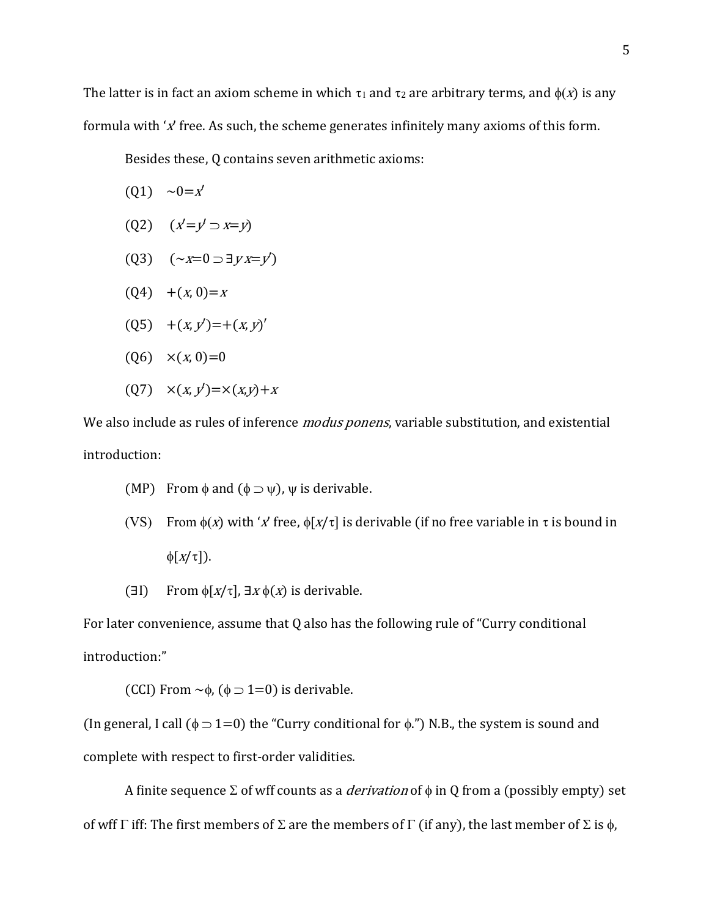The latter is in fact an axiom scheme in which $\tau_1$ and $\tau_2$ are arbitrary terms, and $\phi(x)$ is any formula with '$x$' free. As such, the scheme generates infinitely many axioms of this form.

Besides these, Q contains seven arithmetic axioms:

(Q1) $\sim 0 = x'$

(Q2) $(x' = y' \supset x = y)$

(Q3) $(\sim x = 0 \supset \exists y\, x = y')$

(Q4) $+(x, 0) = x$

(Q5) $+(x, y') = +(x, y)'$

(Q6) $\times(x, 0) = 0$

(Q7) $\times(x, y') = \times(x, y) + x$

We also include as rules of inference *modus ponens*, variable substitution, and existential introduction:

(MP) From $\phi$ and $(\phi \supset \psi)$, $\psi$ is derivable.

(VS) From $\phi(x)$ with '$x$' free, $\phi[x/\tau]$ is derivable (if no free variable in $\tau$ is bound in $\phi[x/\tau]$).

($\exists$I) From $\phi[x/\tau]$, $\exists x\, \phi(x)$ is derivable.

For later convenience, assume that Q also has the following rule of "Curry conditional introduction:"

(CCI) From $\sim\phi$, $(\phi \supset 1 = 0)$ is derivable.

(In general, I call $(\phi \supset 1 = 0)$ the "Curry conditional for $\phi$.") N.B., the system is sound and complete with respect to first-order validities.

A finite sequence $\Sigma$ of wff counts as a *derivation* of $\phi$ in Q from a (possibly empty) set of wff $\Gamma$ iff: The first members of $\Sigma$ are the members of $\Gamma$ (if any), the last member of $\Sigma$ is $\phi$,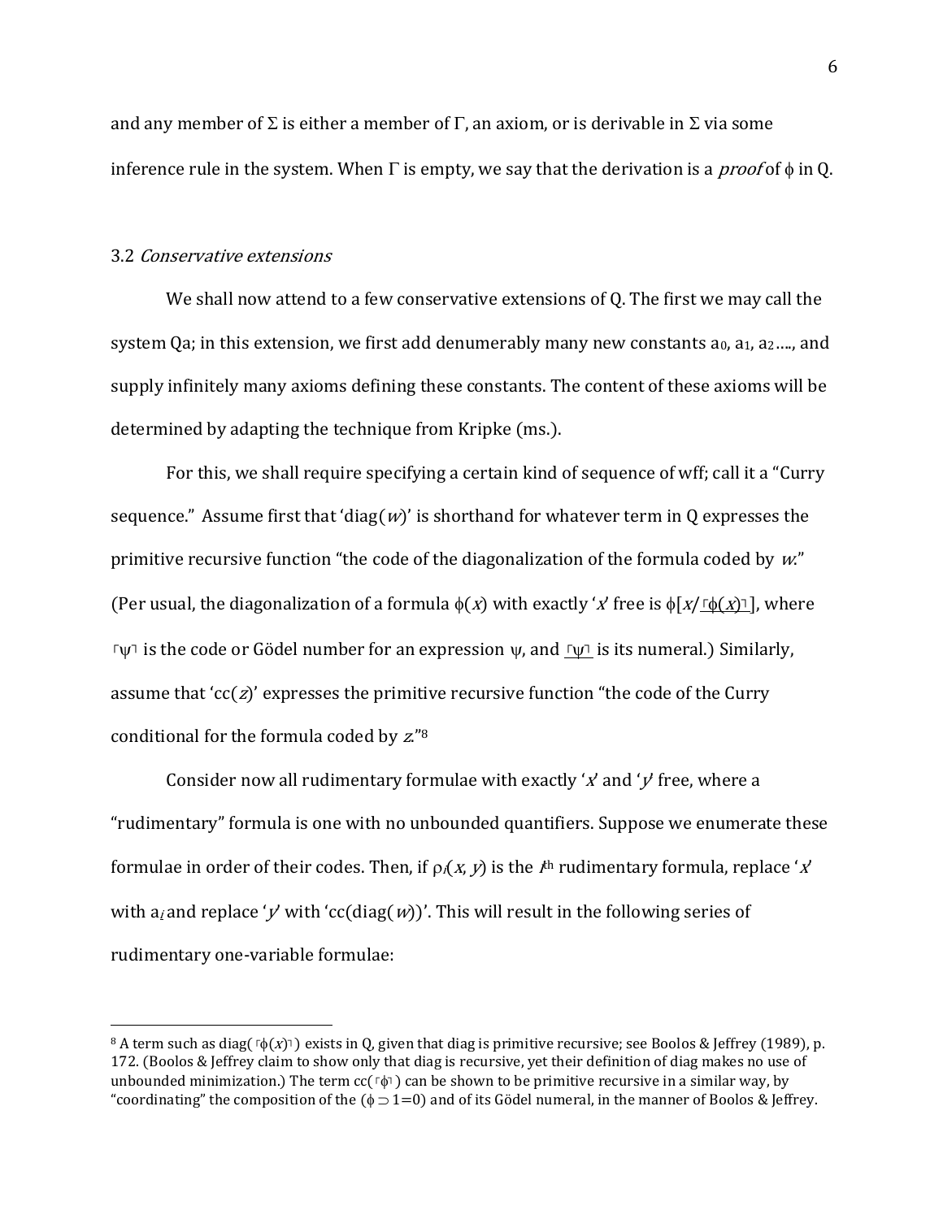and any member of $\Sigma$ is either a member of $\Gamma$, an axiom, or is derivable in $\Sigma$ via some inference rule in the system. When $\Gamma$ is empty, we say that the derivation is a *proof* of $\phi$ in Q.

### 3.2 *Conservative extensions*

We shall now attend to a few conservative extensions of Q. The first we may call the system Qa; in this extension, we first add denumerably many new constants $a_0$, $a_1$, $a_2$…., and supply infinitely many axioms defining these constants. The content of these axioms will be determined by adapting the technique from Kripke (ms.).

For this, we shall require specifying a certain kind of sequence of wff; call it a "Curry sequence." Assume first that 'diag($w$)' is shorthand for whatever term in Q expresses the primitive recursive function "the code of the diagonalization of the formula coded by *w*." (Per usual, the diagonalization of a formula $\phi(x)$ with exactly '$x$' free is $\phi[x/\underline{\ulcorner\phi(x)\urcorner}]$, where $\ulcorner\psi\urcorner$ is the code or Gödel number for an expression $\psi$, and $\underline{\ulcorner\psi\urcorner}$ is its numeral.) Similarly, assume that 'cc($z$)' expresses the primitive recursive function "the code of the Curry conditional for the formula coded by *z*."[8]

Consider now all rudimentary formulae with exactly '$x$' and '$y$' free, where a "rudimentary" formula is one with no unbounded quantifiers. Suppose we enumerate these formulae in order of their codes. Then, if $\rho_i(x, y)$ is the $i^{\text{th}}$ rudimentary formula, replace '$x$' with $a_i$ and replace '$y$' with 'cc(diag($w$))'. This will result in the following series of rudimentary one-variable formulae:

---

[8] A term such as diag($\ulcorner\phi(x)\urcorner$) exists in Q, given that diag is primitive recursive; see Boolos & Jeffrey (1989), p. 172. (Boolos & Jeffrey claim to show only that diag is recursive, yet their definition of diag makes no use of unbounded minimization.) The term cc($\ulcorner\phi\urcorner$) can be shown to be primitive recursive in a similar way, by "coordinating" the composition of the ($\phi \supset 1{=}0$) and of its Gödel numeral, in the manner of Boolos & Jeffrey.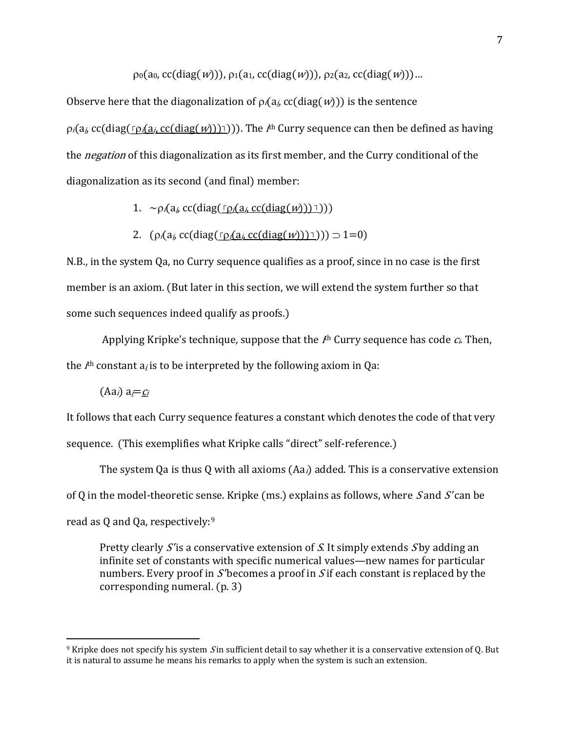$$\rho_0(a_0, cc(diag(w))),\ \rho_1(a_1, cc(diag(w))),\ \rho_2(a_2, cc(diag(w)))\ldots$$

Observe here that the diagonalization of $\rho_i(a_i, cc(diag(w)))$ is the sentence $\rho_i(a_i, cc(diag(\underline{\ulcorner\rho_i(a_i, cc(diag(w)))\urcorner})))$. The $i^{th}$ Curry sequence can then be defined as having the *negation* of this diagonalization as its first member, and the Curry conditional of the diagonalization as its second (and final) member:

1. $\sim\rho_i(a_i, cc(diag(\underline{\ulcorner\rho_i(a_i, cc(diag(w)))\urcorner})))$
2. $(\rho_i(a_i, cc(diag(\underline{\ulcorner\rho_i(a_i, cc(diag(w)))\urcorner}))) \supset 1=0)$

N.B., in the system Qa, no Curry sequence qualifies as a proof, since in no case is the first member is an axiom. (But later in this section, we will extend the system further so that some such sequences indeed qualify as proofs.)

Applying Kripke's technique, suppose that the $i^{th}$ Curry sequence has code $c_i$. Then, the $i^{th}$ constant $a_i$ is to be interpreted by the following axiom in Qa:

(A$a_i$) $a_i = \underline{c_i}$

It follows that each Curry sequence features a constant which denotes the code of that very sequence. (This exemplifies what Kripke calls "direct" self-reference.)

The system Qa is thus Q with all axioms (A$a_i$) added. This is a conservative extension of Q in the model-theoretic sense. Kripke (ms.) explains as follows, where *S* and *S′* can be read as Q and Qa, respectively:[9]

> Pretty clearly *S′* is a conservative extension of *S*. It simply extends *S* by adding an infinite set of constants with specific numerical values—new names for particular numbers. Every proof in *S′* becomes a proof in *S* if each constant is replaced by the corresponding numeral. (p. 3)

[9] Kripke does not specify his system *S* in sufficient detail to say whether it is a conservative extension of Q. But it is natural to assume he means his remarks to apply when the system is such an extension.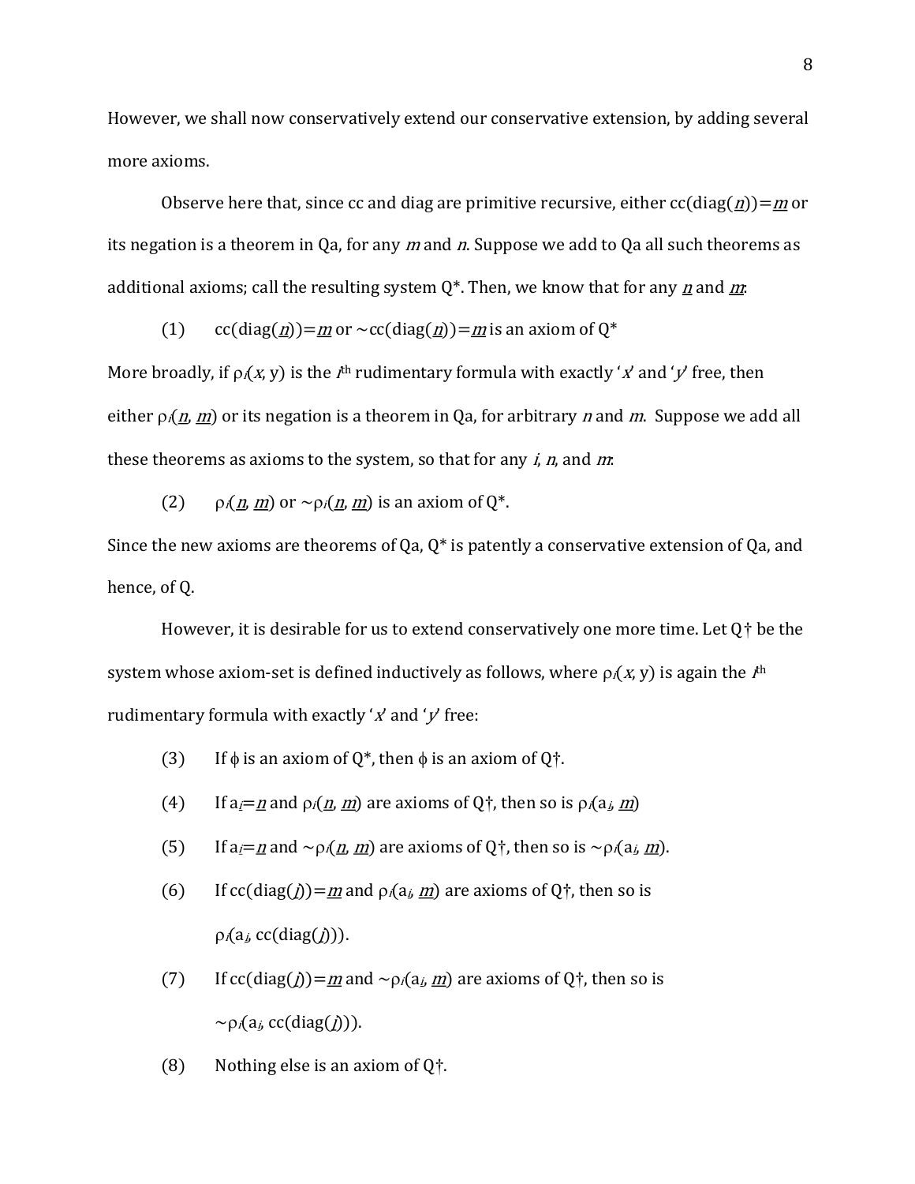However, we shall now conservatively extend our conservative extension, by adding several more axioms.

Observe here that, since cc and diag are primitive recursive, either $\mathrm{cc}(\mathrm{diag}(\underline{n}))=\underline{m}$ or its negation is a theorem in Qa, for any *m* and *n*. Suppose we add to Qa all such theorems as additional axioms; call the resulting system Q*. Then, we know that for any $\underline{n}$ and $\underline{m}$:

(1) $\mathrm{cc}(\mathrm{diag}(\underline{n}))=\underline{m}$ or $\sim\mathrm{cc}(\mathrm{diag}(\underline{n}))=\underline{m}$ is an axiom of Q*

More broadly, if $\rho_i(x, y)$ is the $i^{\text{th}}$ rudimentary formula with exactly '$x$' and '$y$' free, then either $\rho_i(\underline{n}, \underline{m})$ or its negation is a theorem in Qa, for arbitrary *n* and *m*. Suppose we add all these theorems as axioms to the system, so that for any *i*, *n*, and *m*:

(2) $\rho_i(\underline{n}, \underline{m})$ or $\sim\rho_i(\underline{n}, \underline{m})$ is an axiom of Q*.

Since the new axioms are theorems of Qa, Q* is patently a conservative extension of Qa, and hence, of Q.

However, it is desirable for us to extend conservatively one more time. Let Q† be the system whose axiom-set is defined inductively as follows, where $\rho_i(x, y)$ is again the $i^{\text{th}}$ rudimentary formula with exactly '$x$' and '$y$' free:

(3) If $\phi$ is an axiom of Q*, then $\phi$ is an axiom of Q†.

(4) If $\mathrm{a}_i=\underline{n}$ and $\rho_i(\underline{n}, \underline{m})$ are axioms of Q†, then so is $\rho_i(\mathrm{a}_i, \underline{m})$

(5) If $\mathrm{a}_i=\underline{n}$ and $\sim\rho_i(\underline{n}, \underline{m})$ are axioms of Q†, then so is $\sim\rho_i(\mathrm{a}_i, \underline{m})$.

(6) If $\mathrm{cc}(\mathrm{diag}(\underline{j}))=\underline{m}$ and $\rho_i(\mathrm{a}_j, \underline{m})$ are axioms of Q†, then so is $\rho_i(\mathrm{a}_j, \mathrm{cc}(\mathrm{diag}(\underline{j})))$.

(7) If $\mathrm{cc}(\mathrm{diag}(\underline{j}))=\underline{m}$ and $\sim\rho_i(\mathrm{a}_j, \underline{m})$ are axioms of Q†, then so is $\sim\rho_i(\mathrm{a}_j, \mathrm{cc}(\mathrm{diag}(\underline{j})))$.

(8) Nothing else is an axiom of Q†.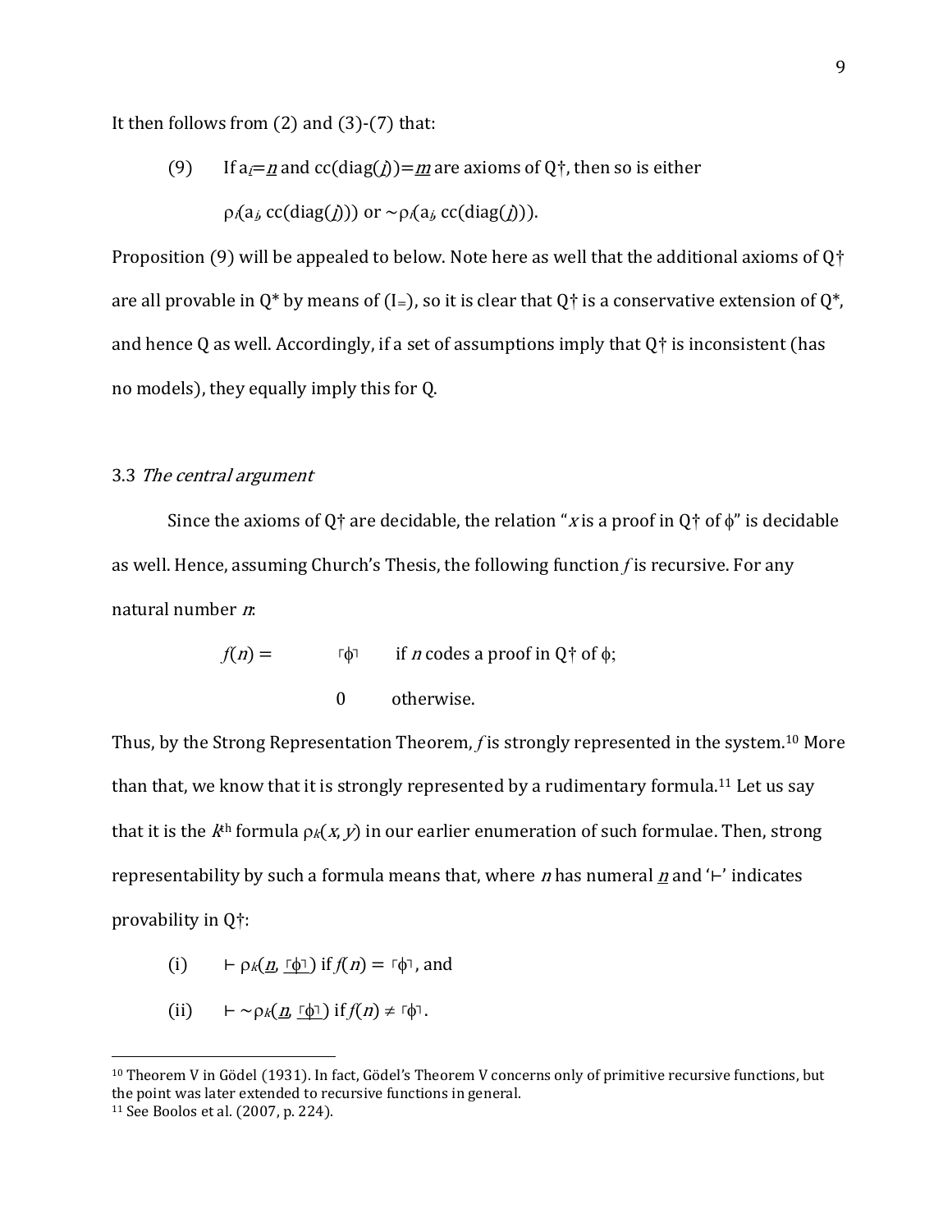It then follows from (2) and (3)-(7) that:

(9) If $a_i=\underline{n}$ and $cc(diag(\underline{j}))=\underline{m}$ are axioms of Q†, then so is either

$\rho_i(a_j, cc(diag(\underline{j})))$ or $\sim\rho_i(a_j, cc(diag(\underline{j})))$.

Proposition (9) will be appealed to below. Note here as well that the additional axioms of Q† are all provable in Q* by means of ($I_=$), so it is clear that Q† is a conservative extension of Q*, and hence Q as well. Accordingly, if a set of assumptions imply that Q† is inconsistent (has no models), they equally imply this for Q.

### 3.3 *The central argument*

Since the axioms of Q† are decidable, the relation "$x$ is a proof in Q† of $\phi$" is decidable as well. Hence, assuming Church's Thesis, the following function $f$ is recursive. For any natural number $n$:

$$f(n) = \begin{cases} \ulcorner\phi\urcorner & \text{if } n \text{ codes a proof in Q† of } \phi; \\ 0 & \text{otherwise.} \end{cases}$$

Thus, by the Strong Representation Theorem, $f$ is strongly represented in the system.[10] More than that, we know that it is strongly represented by a rudimentary formula.[11] Let us say that it is the $k^{\text{th}}$ formula $\rho_k(x, y)$ in our earlier enumeration of such formulae. Then, strong representability by such a formula means that, where $n$ has numeral $\underline{n}$ and '⊢' indicates provability in Q†:

(i) $\vdash \rho_k(\underline{n}, \underline{\ulcorner\phi\urcorner})$ if $f(n) = \ulcorner\phi\urcorner$, and

(ii) $\vdash \sim\rho_k(\underline{n}, \underline{\ulcorner\phi\urcorner})$ if $f(n) \neq \ulcorner\phi\urcorner$.

---

[10] Theorem V in Gödel (1931). In fact, Gödel's Theorem V concerns only of primitive recursive functions, but the point was later extended to recursive functions in general.

[11] See Boolos et al. (2007, p. 224).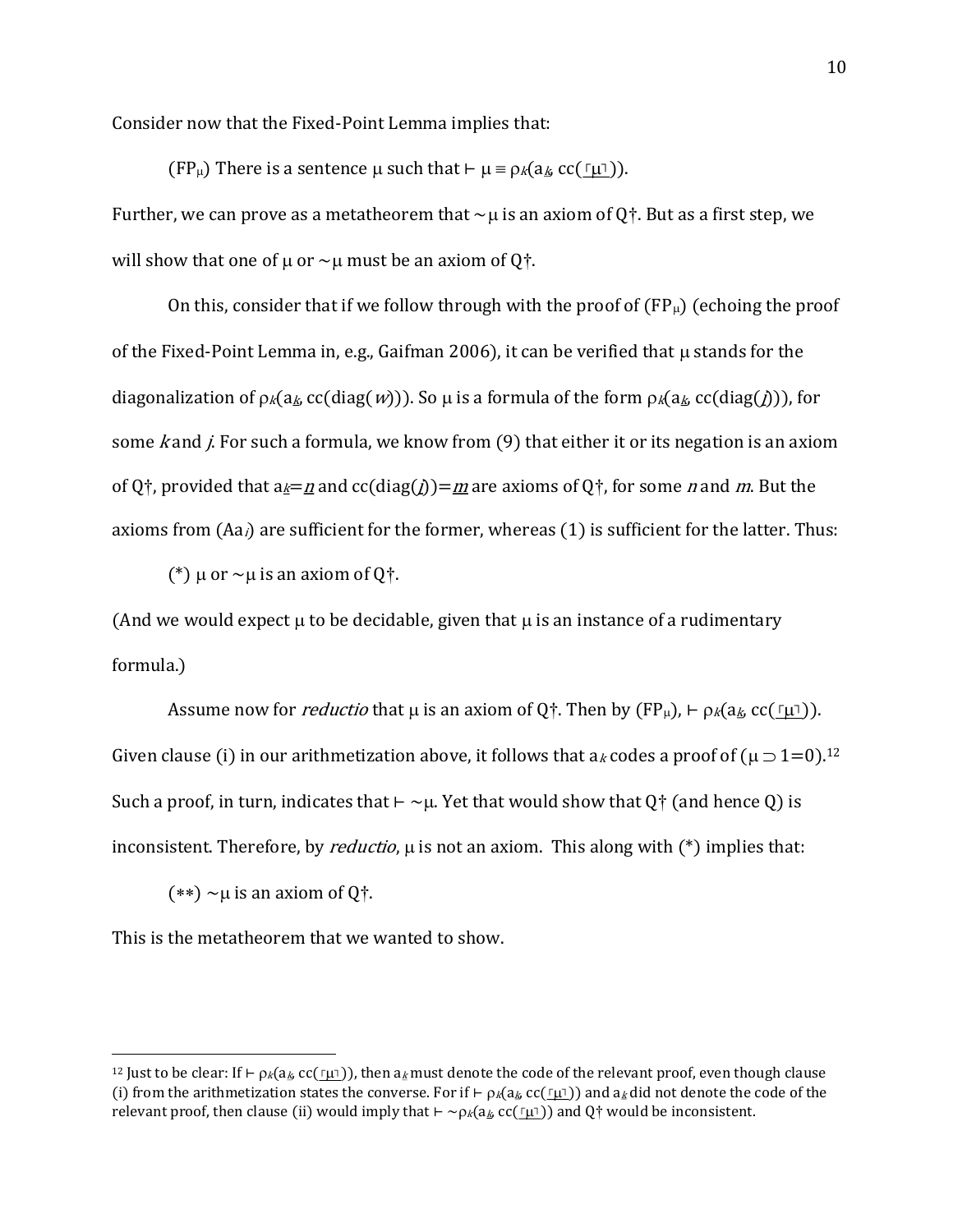Consider now that the Fixed-Point Lemma implies that:

($FP_\mu$) There is a sentence $\mu$ such that $\vdash \mu \equiv \rho_k(a_{\underline{k}}, cc(\underline{\ulcorner\mu\urcorner}))$.

Further, we can prove as a metatheorem that $\sim\mu$ is an axiom of Q†. But as a first step, we will show that one of $\mu$ or $\sim\mu$ must be an axiom of Q†.

On this, consider that if we follow through with the proof of ($FP_\mu$) (echoing the proof of the Fixed-Point Lemma in, e.g., Gaifman 2006), it can be verified that $\mu$ stands for the diagonalization of $\rho_k(a_{\underline{k}}, cc(diag(w)))$. So $\mu$ is a formula of the form $\rho_k(a_{\underline{k}}, cc(diag(\underline{j})))$, for some $k$ and $j$. For such a formula, we know from (9) that either it or its negation is an axiom of Q†, provided that $a_{\underline{k}}=\underline{n}$ and $cc(diag(\underline{j}))=\underline{m}$ are axioms of Q†, for some $n$ and $m$. But the axioms from ($Aa_i$) are sufficient for the former, whereas (1) is sufficient for the latter. Thus:

(\*) $\mu$ or $\sim\mu$ is an axiom of Q†.

(And we would expect $\mu$ to be decidable, given that $\mu$ is an instance of a rudimentary formula.)

Assume now for *reductio* that $\mu$ is an axiom of Q†. Then by ($FP_\mu$), $\vdash \rho_k(a_{\underline{k}}, cc(\underline{\ulcorner\mu\urcorner}))$. Given clause (i) in our arithmetization above, it follows that $a_k$ codes a proof of ($\mu \supset 1=0$).[12] Such a proof, in turn, indicates that $\vdash \sim\mu$. Yet that would show that Q† (and hence Q) is inconsistent. Therefore, by *reductio*, $\mu$ is not an axiom. This along with (\*) implies that:

(\*\*) $\sim\mu$ is an axiom of Q†.

This is the metatheorem that we wanted to show.

---

[12] Just to be clear: If $\vdash \rho_k(a_{\underline{k}}, cc(\underline{\ulcorner\mu\urcorner}))$, then $a_k$ must denote the code of the relevant proof, even though clause (i) from the arithmetization states the converse. For if $\vdash \rho_k(a_{\underline{k}}, cc(\underline{\ulcorner\mu\urcorner}))$ and $a_k$ did not denote the code of the relevant proof, then clause (ii) would imply that $\vdash \sim\rho_k(a_{\underline{k}}, cc(\underline{\ulcorner\mu\urcorner}))$ and Q† would be inconsistent.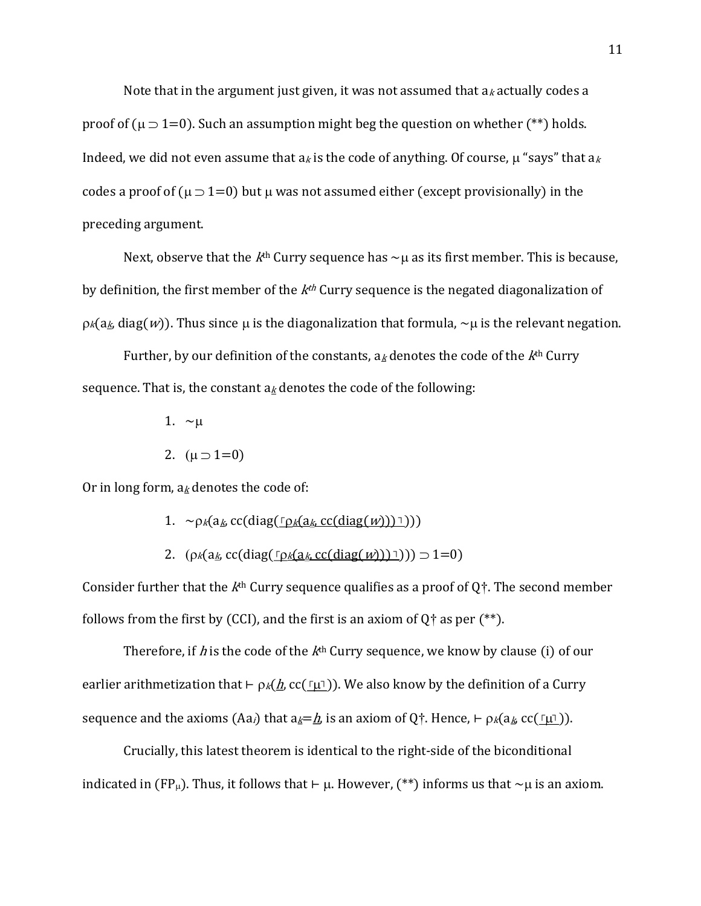Note that in the argument just given, it was not assumed that $a_k$ actually codes a proof of $(\mu \supset 1{=}0)$. Such an assumption might beg the question on whether (**) holds. Indeed, we did not even assume that $a_k$ is the code of anything. Of course, $\mu$ "says" that $a_k$ codes a proof of $(\mu \supset 1{=}0)$ but $\mu$ was not assumed either (except provisionally) in the preceding argument.

Next, observe that the $k^{\text{th}}$ Curry sequence has $\sim\mu$ as its first member. This is because, by definition, the first member of the $k^{th}$ Curry sequence is the negated diagonalization of $\rho_k(a_{\underline{k}}, \text{diag}(w))$. Thus since $\mu$ is the diagonalization that formula, $\sim\mu$ is the relevant negation.

Further, by our definition of the constants, $a_{\underline{k}}$ denotes the code of the $k^{\text{th}}$ Curry sequence. That is, the constant $a_{\underline{k}}$ denotes the code of the following:

1. $\sim\mu$
2. $(\mu \supset 1{=}0)$

Or in long form, $a_{\underline{k}}$ denotes the code of:

1. $\sim\rho_k(a_{\underline{k}}, \text{cc}(\text{diag}(\underline{\ulcorner\rho_k(a_{\underline{k}}, \text{cc}(\text{diag}(w)))\urcorner})))$
2. $(\rho_k(a_{\underline{k}}, \text{cc}(\text{diag}(\underline{\ulcorner\rho_k(a_{\underline{k}}, \text{cc}(\text{diag}(w)))\urcorner}))) \supset 1{=}0)$

Consider further that the $k^{\text{th}}$ Curry sequence qualifies as a proof of Q†. The second member follows from the first by (CCI), and the first is an axiom of Q† as per (**).

Therefore, if $h$ is the code of the $k^{\text{th}}$ Curry sequence, we know by clause (i) of our earlier arithmetization that $\vdash \rho_k(\underline{h}, \text{cc}(\underline{\ulcorner\mu\urcorner}))$. We also know by the definition of a Curry sequence and the axioms ($\text{Aa}_i$) that $a_{\underline{k}}{=}\underline{h}$, is an axiom of Q†. Hence, $\vdash \rho_k(a_{\underline{k}}, \text{cc}(\underline{\ulcorner\mu\urcorner}))$.

Crucially, this latest theorem is identical to the right-side of the biconditional indicated in ($\text{FP}_\mu$). Thus, it follows that $\vdash \mu$. However, (**) informs us that $\sim\mu$ is an axiom.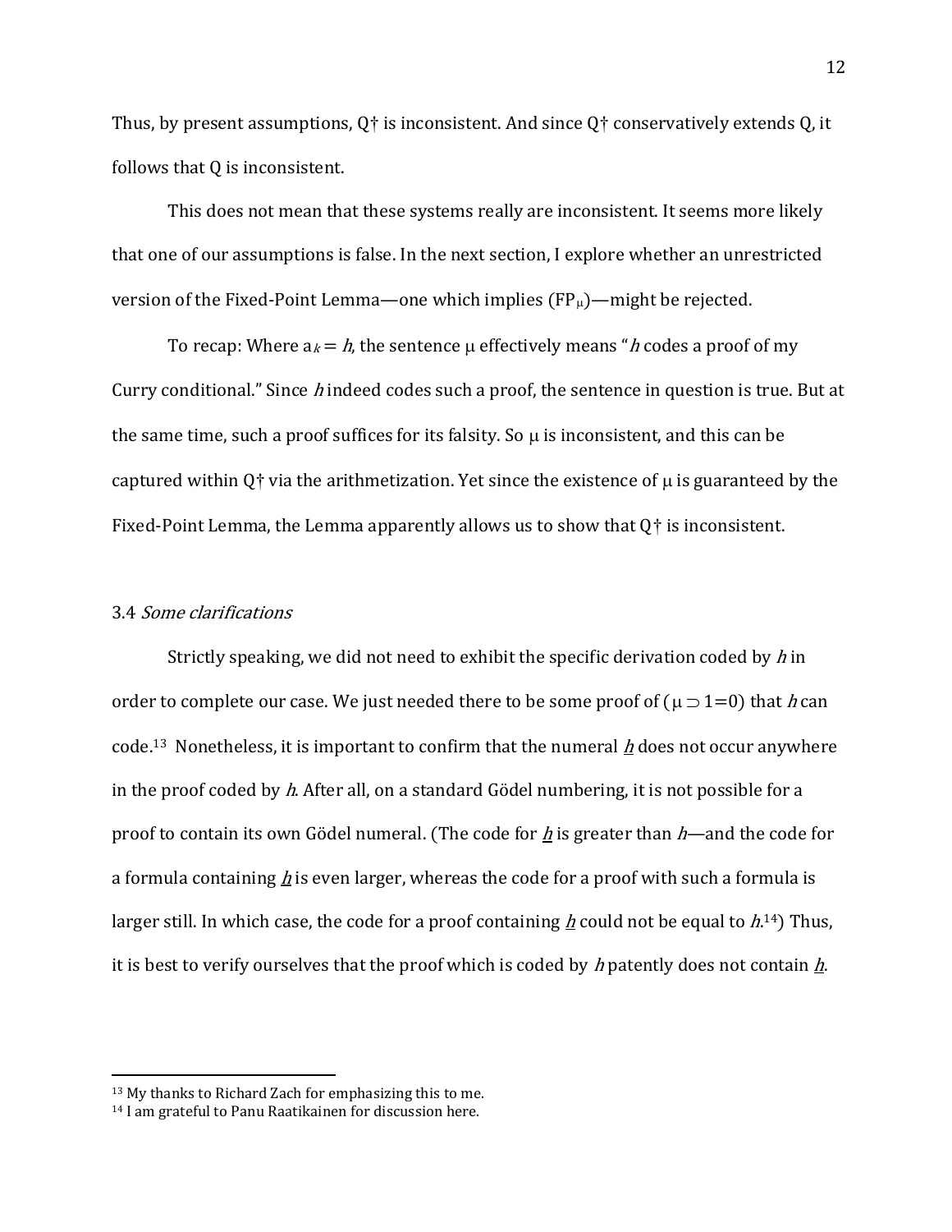Thus, by present assumptions, Q† is inconsistent. And since Q† conservatively extends Q, it follows that Q is inconsistent.

This does not mean that these systems really are inconsistent. It seems more likely that one of our assumptions is false. In the next section, I explore whether an unrestricted version of the Fixed-Point Lemma—one which implies ($FP_{\mu}$)—might be rejected.

To recap: Where $a_k = h$, the sentence μ effectively means "*h* codes a proof of my Curry conditional." Since *h* indeed codes such a proof, the sentence in question is true. But at the same time, such a proof suffices for its falsity. So μ is inconsistent, and this can be captured within Q† via the arithmetization. Yet since the existence of μ is guaranteed by the Fixed-Point Lemma, the Lemma apparently allows us to show that Q† is inconsistent.

### 3.4 *Some clarifications*

Strictly speaking, we did not need to exhibit the specific derivation coded by *h* in order to complete our case. We just needed there to be some proof of ($\mu \supset 1{=}0$) that *h* can code.[13] Nonetheless, it is important to confirm that the numeral $\underline{h}$ does not occur anywhere in the proof coded by *h*. After all, on a standard Gödel numbering, it is not possible for a proof to contain its own Gödel numeral. (The code for $\underline{h}$ is greater than *h*—and the code for a formula containing $\underline{h}$ is even larger, whereas the code for a proof with such a formula is larger still. In which case, the code for a proof containing $\underline{h}$ could not be equal to *h*.[14]) Thus, it is best to verify ourselves that the proof which is coded by *h* patently does not contain $\underline{h}$.

---

[13] My thanks to Richard Zach for emphasizing this to me.

[14] I am grateful to Panu Raatikainen for discussion here.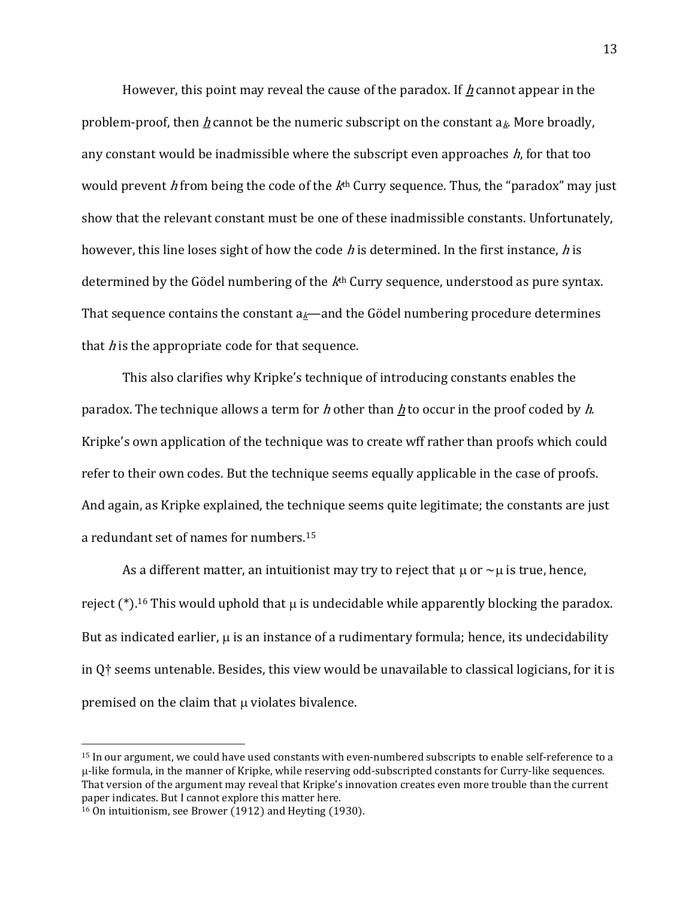However, this point may reveal the cause of the paradox. If $\underline{h}$ cannot appear in the problem-proof, then $\underline{h}$ cannot be the numeric subscript on the constant $a_{\underline{k}}$. More broadly, any constant would be inadmissible where the subscript even approaches $h$, for that too would prevent $h$ from being the code of the $k^{\text{th}}$ Curry sequence. Thus, the "paradox" may just show that the relevant constant must be one of these inadmissible constants. Unfortunately, however, this line loses sight of how the code $h$ is determined. In the first instance, $h$ is determined by the Gödel numbering of the $k^{\text{th}}$ Curry sequence, understood as pure syntax. That sequence contains the constant $a_{\underline{k}}$—and the Gödel numbering procedure determines that $h$ is the appropriate code for that sequence.

This also clarifies why Kripke's technique of introducing constants enables the paradox. The technique allows a term for $h$ other than $\underline{h}$ to occur in the proof coded by $h$. Kripke's own application of the technique was to create wff rather than proofs which could refer to their own codes. But the technique seems equally applicable in the case of proofs. And again, as Kripke explained, the technique seems quite legitimate; the constants are just a redundant set of names for numbers.[15]

As a different matter, an intuitionist may try to reject that $\mu$ or $\sim\mu$ is true, hence, reject (*).[16] This would uphold that $\mu$ is undecidable while apparently blocking the paradox. But as indicated earlier, $\mu$ is an instance of a rudimentary formula; hence, its undecidability in Q† seems untenable. Besides, this view would be unavailable to classical logicians, for it is premised on the claim that $\mu$ violates bivalence.

---

[15] In our argument, we could have used constants with even-numbered subscripts to enable self-reference to a $\mu$-like formula, in the manner of Kripke, while reserving odd-subscripted constants for Curry-like sequences. That version of the argument may reveal that Kripke's innovation creates even more trouble than the current paper indicates. But I cannot explore this matter here.

[16] On intuitionism, see Brower (1912) and Heyting (1930).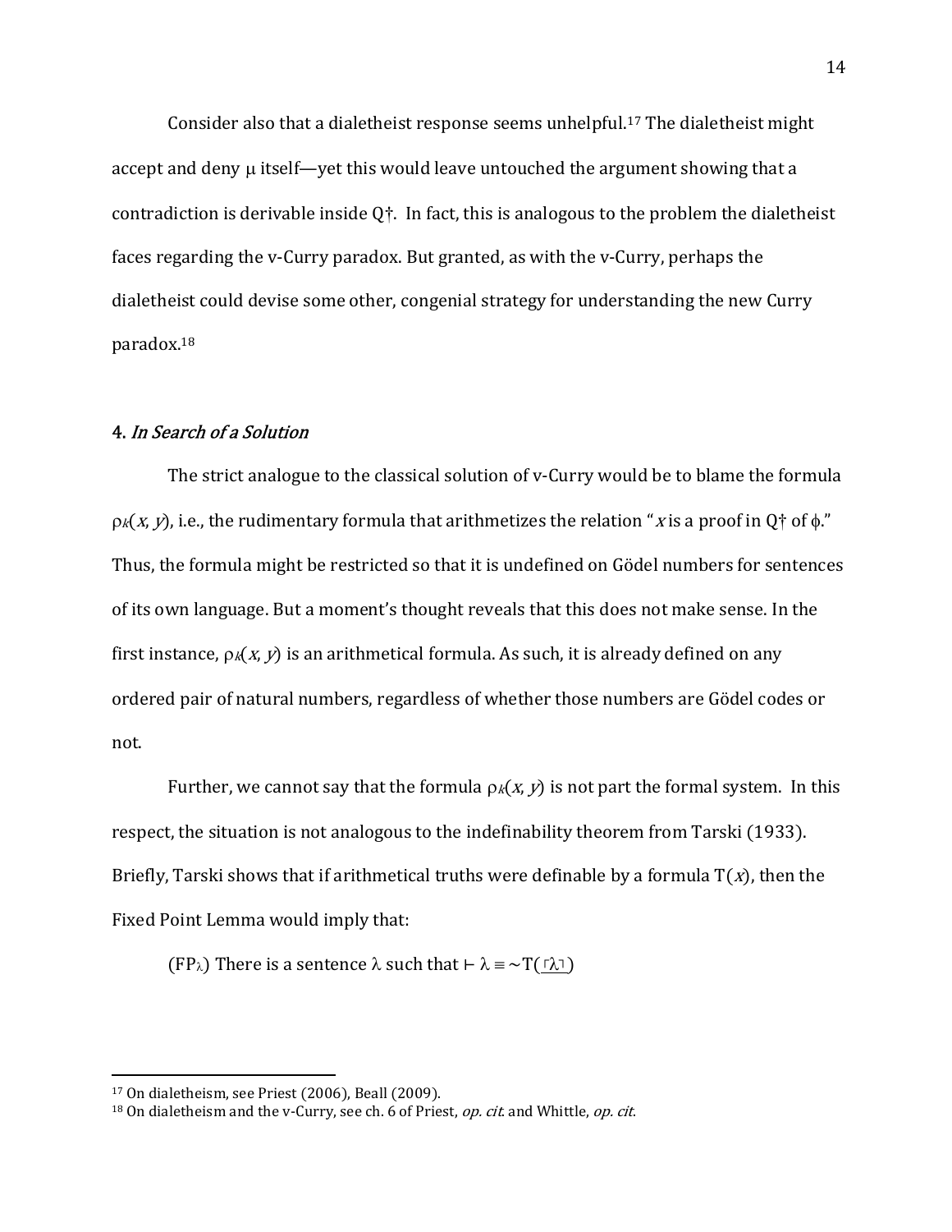Consider also that a dialetheist response seems unhelpful.[17] The dialetheist might accept and deny $\mu$ itself—yet this would leave untouched the argument showing that a contradiction is derivable inside Q†. In fact, this is analogous to the problem the dialetheist faces regarding the v-Curry paradox. But granted, as with the v-Curry, perhaps the dialetheist could devise some other, congenial strategy for understanding the new Curry paradox.[18]

## 4. *In Search of a Solution*

The strict analogue to the classical solution of v-Curry would be to blame the formula $\rho_k(x, y)$, i.e., the rudimentary formula that arithmetizes the relation "$x$ is a proof in Q† of $\phi$." Thus, the formula might be restricted so that it is undefined on Gödel numbers for sentences of its own language. But a moment's thought reveals that this does not make sense. In the first instance, $\rho_k(x, y)$ is an arithmetical formula. As such, it is already defined on any ordered pair of natural numbers, regardless of whether those numbers are Gödel codes or not.

Further, we cannot say that the formula $\rho_k(x, y)$ is not part the formal system. In this respect, the situation is not analogous to the indefinability theorem from Tarski (1933). Briefly, Tarski shows that if arithmetical truths were definable by a formula $T(x)$, then the Fixed Point Lemma would imply that:

($FP_\lambda$) There is a sentence $\lambda$ such that $\vdash \lambda \equiv {\sim}T(\ulcorner\lambda\urcorner)$

---

[17] On dialetheism, see Priest (2006), Beall (2009).

[18] On dialetheism and the v-Curry, see ch. 6 of Priest, *op. cit.* and Whittle, *op. cit*.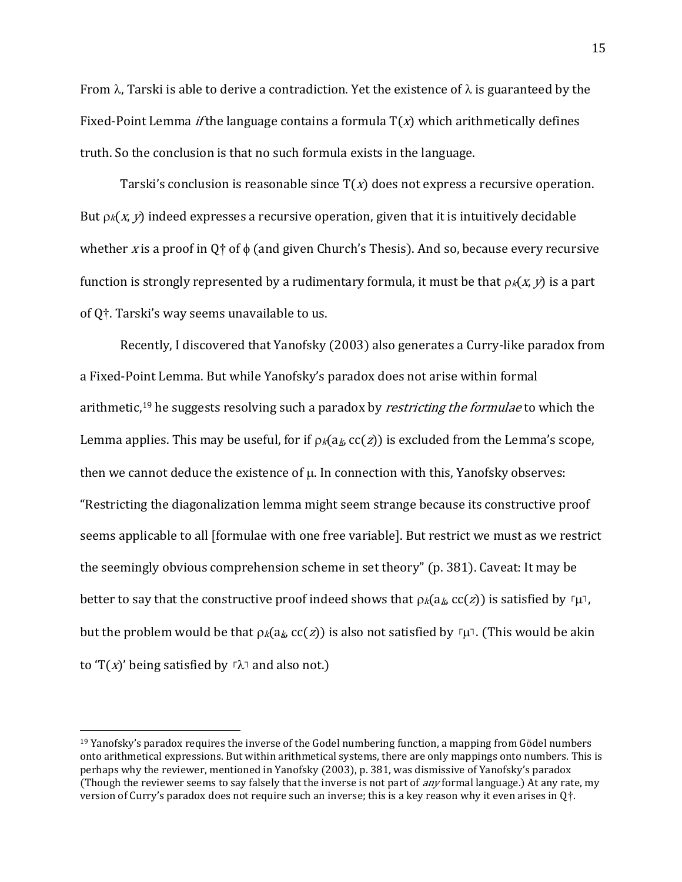From $\lambda$, Tarski is able to derive a contradiction. Yet the existence of $\lambda$ is guaranteed by the Fixed-Point Lemma *if* the language contains a formula $T(x)$ which arithmetically defines truth. So the conclusion is that no such formula exists in the language.

Tarski's conclusion is reasonable since $T(x)$ does not express a recursive operation. But $\rho_k(x, y)$ indeed expresses a recursive operation, given that it is intuitively decidable whether $x$ is a proof in Q† of $\phi$ (and given Church's Thesis). And so, because every recursive function is strongly represented by a rudimentary formula, it must be that $\rho_k(x, y)$ is a part of Q†. Tarski's way seems unavailable to us.

Recently, I discovered that Yanofsky (2003) also generates a Curry-like paradox from a Fixed-Point Lemma. But while Yanofsky's paradox does not arise within formal arithmetic,[19] he suggests resolving such a paradox by *restricting the formulae* to which the Lemma applies. This may be useful, for if $\rho_k(a_{\underline{k}}, cc(z))$ is excluded from the Lemma's scope, then we cannot deduce the existence of $\mu$. In connection with this, Yanofsky observes: "Restricting the diagonalization lemma might seem strange because its constructive proof seems applicable to all [formulae with one free variable]. But restrict we must as we restrict the seemingly obvious comprehension scheme in set theory" (p. 381). Caveat: It may be better to say that the constructive proof indeed shows that $\rho_k(a_{\underline{k}}, cc(z))$ is satisfied by $\ulcorner\mu\urcorner$, but the problem would be that $\rho_k(a_{\underline{k}}, cc(z))$ is also not satisfied by $\ulcorner\mu\urcorner$. (This would be akin to '$T(x)$' being satisfied by $\ulcorner\lambda\urcorner$ and also not.)

---

[19] Yanofsky's paradox requires the inverse of the Godel numbering function, a mapping from Gödel numbers onto arithmetical expressions. But within arithmetical systems, there are only mappings onto numbers. This is perhaps why the reviewer, mentioned in Yanofsky (2003), p. 381, was dismissive of Yanofsky's paradox (Though the reviewer seems to say falsely that the inverse is not part of *any* formal language.) At any rate, my version of Curry's paradox does not require such an inverse; this is a key reason why it even arises in Q†.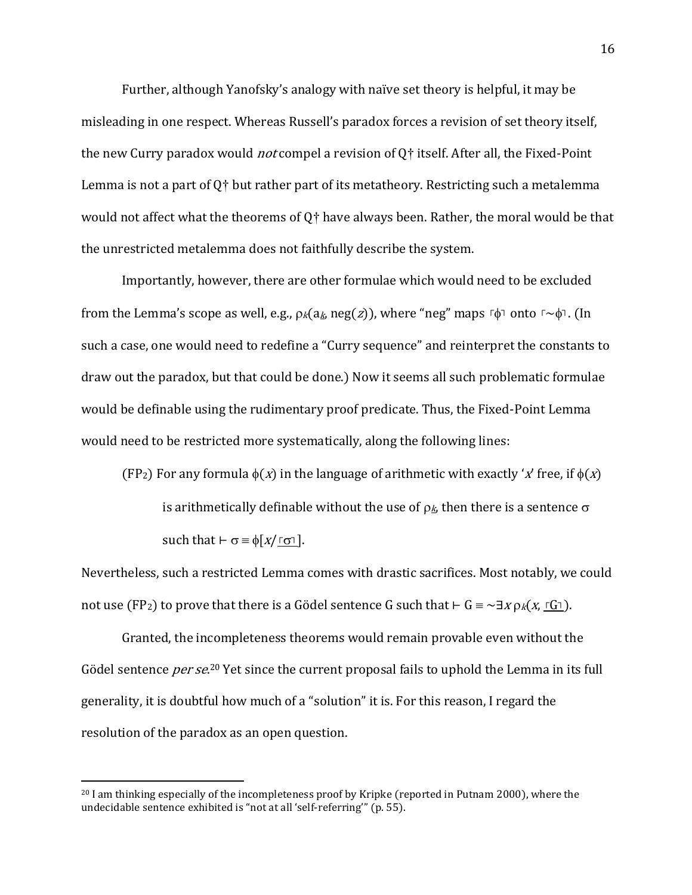Further, although Yanofsky's analogy with naïve set theory is helpful, it may be misleading in one respect. Whereas Russell's paradox forces a revision of set theory itself, the new Curry paradox would *not* compel a revision of Q† itself. After all, the Fixed-Point Lemma is not a part of Q† but rather part of its metatheory. Restricting such a metalemma would not affect what the theorems of Q† have always been. Rather, the moral would be that the unrestricted metalemma does not faithfully describe the system.

Importantly, however, there are other formulae which would need to be excluded from the Lemma's scope as well, e.g., $\rho_k(\mathrm{a}_{\underline{k}}, \mathrm{neg}(z))$, where "neg" maps $\ulcorner\phi\urcorner$ onto $\ulcorner{\sim}\phi\urcorner$. (In such a case, one would need to redefine a "Curry sequence" and reinterpret the constants to draw out the paradox, but that could be done.) Now it seems all such problematic formulae would be definable using the rudimentary proof predicate. Thus, the Fixed-Point Lemma would need to be restricted more systematically, along the following lines:

> (FP$_2$) For any formula $\phi(x)$ in the language of arithmetic with exactly '$x$' free, if $\phi(x)$ is arithmetically definable without the use of $\rho_{\underline{k}}$, then there is a sentence $\sigma$ such that $\vdash \sigma \equiv \phi[x/\underline{\ulcorner\sigma\urcorner}]$.

Nevertheless, such a restricted Lemma comes with drastic sacrifices. Most notably, we could not use (FP$_2$) to prove that there is a Gödel sentence G such that $\vdash \mathrm{G} \equiv {\sim}\exists x\, \rho_k(x, \underline{\ulcorner \mathrm{G} \urcorner})$.

Granted, the incompleteness theorems would remain provable even without the Gödel sentence *per se*.[20] Yet since the current proposal fails to uphold the Lemma in its full generality, it is doubtful how much of a "solution" it is. For this reason, I regard the resolution of the paradox as an open question.

---

[20] I am thinking especially of the incompleteness proof by Kripke (reported in Putnam 2000), where the undecidable sentence exhibited is "not at all 'self-referring'" (p. 55).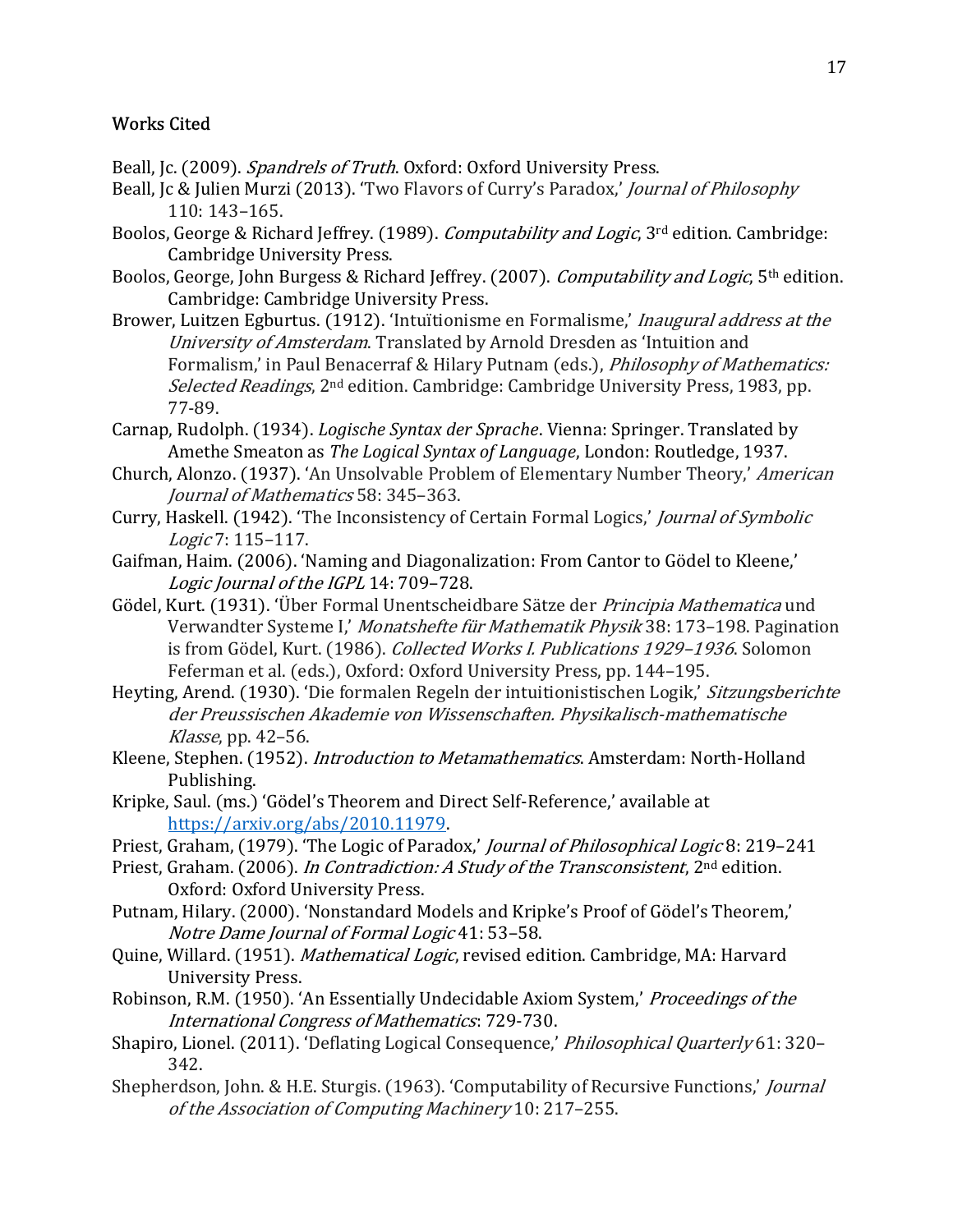## Works Cited

Beall, Jc. (2009). *Spandrels of Truth*. Oxford: Oxford University Press.

Beall, Jc & Julien Murzi (2013). 'Two Flavors of Curry's Paradox,' *Journal of Philosophy* 110: 143–165.

Boolos, George & Richard Jeffrey. (1989). *Computability and Logic*, 3rd edition. Cambridge: Cambridge University Press.

Boolos, George, John Burgess & Richard Jeffrey. (2007). *Computability and Logic*, 5th edition. Cambridge: Cambridge University Press.

Brower, Luitzen Egburtus. (1912). 'Intuïtionisme en Formalisme,' *Inaugural address at the University of Amsterdam*. Translated by Arnold Dresden as 'Intuition and Formalism,' in Paul Benacerraf & Hilary Putnam (eds.), *Philosophy of Mathematics: Selected Readings*, 2nd edition. Cambridge: Cambridge University Press, 1983, pp. 77-89.

Carnap, Rudolph. (1934). *Logische Syntax der Sprache*. Vienna: Springer. Translated by Amethe Smeaton as *The Logical Syntax of Language*, London: Routledge, 1937.

Church, Alonzo. (1937). 'An Unsolvable Problem of Elementary Number Theory,' *American Journal of Mathematics* 58: 345–363.

Curry, Haskell. (1942). 'The Inconsistency of Certain Formal Logics,' *Journal of Symbolic Logic* 7: 115–117.

Gaifman, Haim. (2006). 'Naming and Diagonalization: From Cantor to Gödel to Kleene,' *Logic Journal of the IGPL* 14: 709–728.

Gödel, Kurt. (1931). 'Über Formal Unentscheidbare Sätze der *Principia Mathematica* und Verwandter Systeme I,' *Monatshefte für Mathematik Physik* 38: 173–198. Pagination is from Gödel, Kurt. (1986). *Collected Works I. Publications 1929–1936*. Solomon Feferman et al. (eds.), Oxford: Oxford University Press, pp. 144–195.

Heyting, Arend. (1930). 'Die formalen Regeln der intuitionistischen Logik,' *Sitzungsberichte der Preussischen Akademie von Wissenschaften. Physikalisch-mathematische Klasse*, pp. 42–56.

Kleene, Stephen. (1952). *Introduction to Metamathematics*. Amsterdam: North-Holland Publishing.

Kripke, Saul. (ms.) 'Gödel's Theorem and Direct Self-Reference,' available at https://arxiv.org/abs/2010.11979.

Priest, Graham, (1979). 'The Logic of Paradox,' *Journal of Philosophical Logic* 8: 219–241

Priest, Graham. (2006). *In Contradiction: A Study of the Transconsistent*, 2nd edition. Oxford: Oxford University Press.

Putnam, Hilary. (2000). 'Nonstandard Models and Kripke's Proof of Gödel's Theorem,' *Notre Dame Journal of Formal Logic* 41: 53–58.

Quine, Willard. (1951). *Mathematical Logic*, revised edition. Cambridge, MA: Harvard University Press.

Robinson, R.M. (1950). 'An Essentially Undecidable Axiom System,' *Proceedings of the International Congress of Mathematics*: 729-730.

Shapiro, Lionel. (2011). 'Deflating Logical Consequence,' *Philosophical Quarterly* 61: 320–342.

Shepherdson, John. & H.E. Sturgis. (1963). 'Computability of Recursive Functions,' *Journal of the Association of Computing Machinery* 10: 217–255.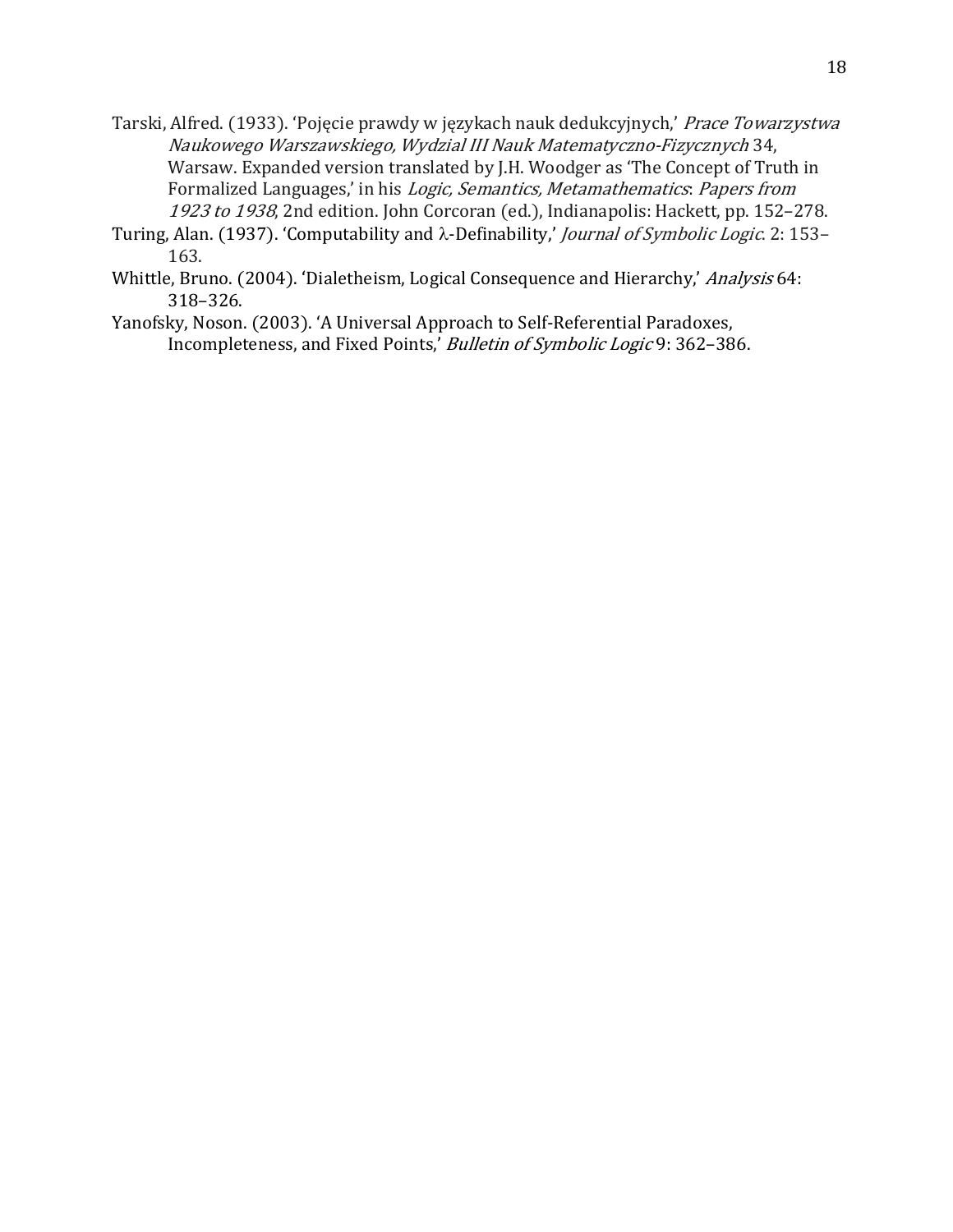Tarski, Alfred. (1933). 'Pojęcie prawdy w językach nauk dedukcyjnych,' *Prace Towarzystwa Naukowego Warszawskiego, Wydzial III Nauk Matematyczno-Fizycznych* 34, Warsaw. Expanded version translated by J.H. Woodger as 'The Concept of Truth in Formalized Languages,' in his *Logic, Semantics, Metamathematics*: *Papers from 1923 to 1938*, 2nd edition. John Corcoran (ed.), Indianapolis: Hackett, pp. 152–278.

Turing, Alan. (1937). 'Computability and $\lambda$-Definability,' *Journal of Symbolic Logic*. 2: 153–163.

Whittle, Bruno. (2004). 'Dialetheism, Logical Consequence and Hierarchy,' *Analysis* 64: 318–326.

Yanofsky, Noson. (2003). 'A Universal Approach to Self-Referential Paradoxes, Incompleteness, and Fixed Points,' *Bulletin of Symbolic Logic* 9: 362–386.